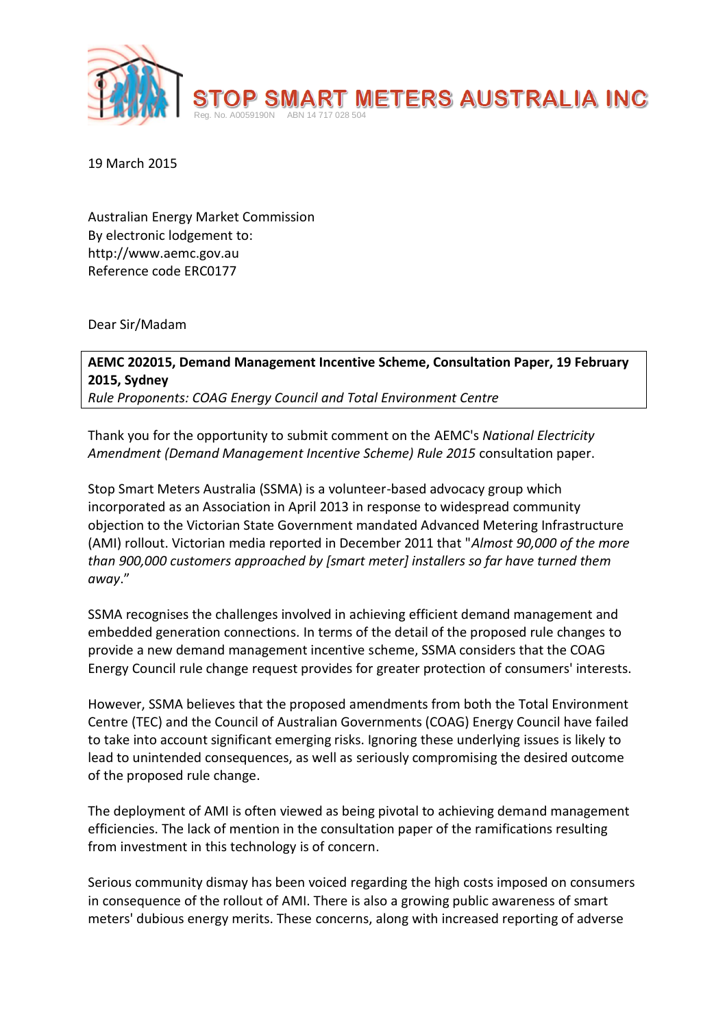**STOP SMART METERS AUSTRALIA INC**
Reg. No. A0059190N ABN 14 717 028 504

19 March 2015

Australian Energy Market Commission
By electronic lodgement to:
http://www.aemc.gov.au
Reference code ERC0177

Dear Sir/Madam

**AEMC 202015, Demand Management Incentive Scheme, Consultation Paper, 19 February 2015, Sydney**
*Rule Proponents: COAG Energy Council and Total Environment Centre*

Thank you for the opportunity to submit comment on the AEMC's *National Electricity Amendment (Demand Management Incentive Scheme) Rule 2015* consultation paper.

Stop Smart Meters Australia (SSMA) is a volunteer-based advocacy group which incorporated as an Association in April 2013 in response to widespread community objection to the Victorian State Government mandated Advanced Metering Infrastructure (AMI) rollout. Victorian media reported in December 2011 that "*Almost 90,000 of the more than 900,000 customers approached by [smart meter] installers so far have turned them away*."

SSMA recognises the challenges involved in achieving efficient demand management and embedded generation connections. In terms of the detail of the proposed rule changes to provide a new demand management incentive scheme, SSMA considers that the COAG Energy Council rule change request provides for greater protection of consumers' interests.

However, SSMA believes that the proposed amendments from both the Total Environment Centre (TEC) and the Council of Australian Governments (COAG) Energy Council have failed to take into account significant emerging risks. Ignoring these underlying issues is likely to lead to unintended consequences, as well as seriously compromising the desired outcome of the proposed rule change.

The deployment of AMI is often viewed as being pivotal to achieving demand management efficiencies. The lack of mention in the consultation paper of the ramifications resulting from investment in this technology is of concern.

Serious community dismay has been voiced regarding the high costs imposed on consumers in consequence of the rollout of AMI. There is also a growing public awareness of smart meters' dubious energy merits. These concerns, along with increased reporting of adverse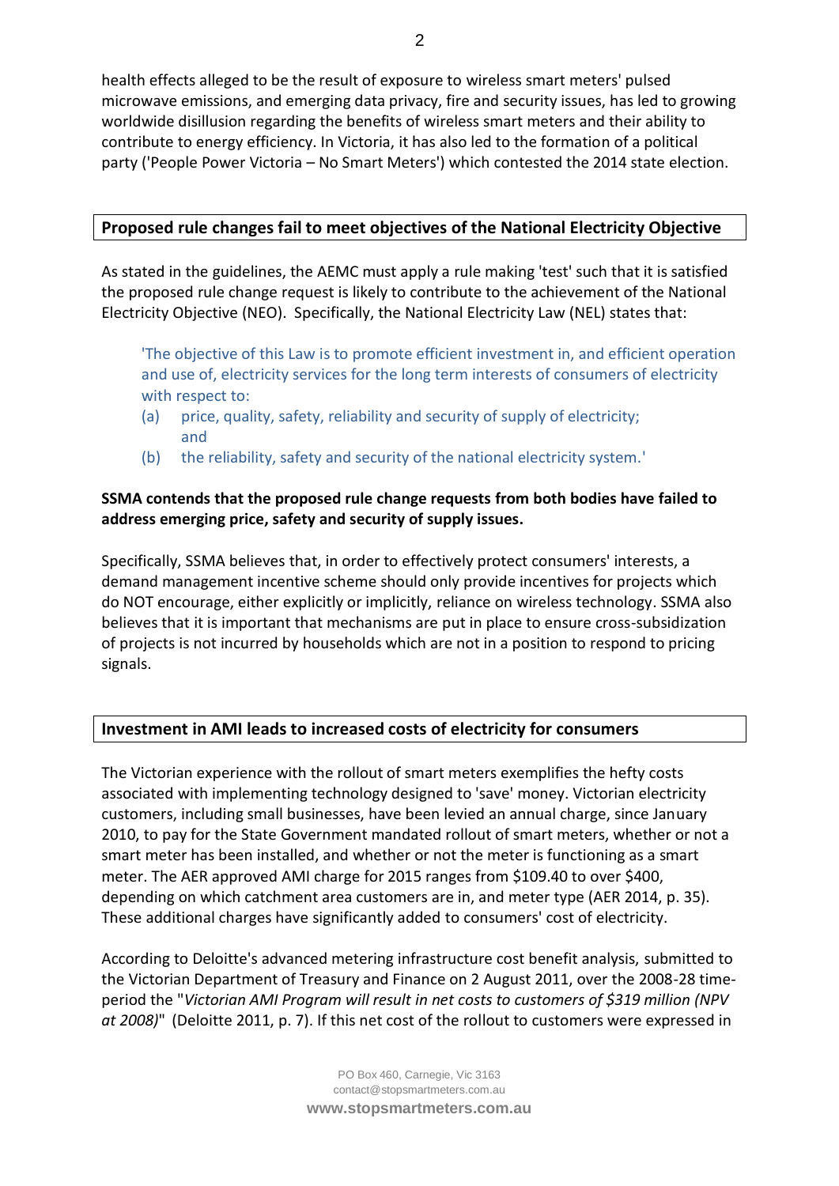health effects alleged to be the result of exposure to wireless smart meters' pulsed microwave emissions, and emerging data privacy, fire and security issues, has led to growing worldwide disillusion regarding the benefits of wireless smart meters and their ability to contribute to energy efficiency. In Victoria, it has also led to the formation of a political party ('People Power Victoria – No Smart Meters') which contested the 2014 state election.

## Proposed rule changes fail to meet objectives of the National Electricity Objective

As stated in the guidelines, the AEMC must apply a rule making 'test' such that it is satisfied the proposed rule change request is likely to contribute to the achievement of the National Electricity Objective (NEO). Specifically, the National Electricity Law (NEL) states that:

> 'The objective of this Law is to promote efficient investment in, and efficient operation and use of, electricity services for the long term interests of consumers of electricity with respect to:
>
> (a) price, quality, safety, reliability and security of supply of electricity; and
>
> (b) the reliability, safety and security of the national electricity system.'

**SSMA contends that the proposed rule change requests from both bodies have failed to address emerging price, safety and security of supply issues.**

Specifically, SSMA believes that, in order to effectively protect consumers' interests, a demand management incentive scheme should only provide incentives for projects which do NOT encourage, either explicitly or implicitly, reliance on wireless technology. SSMA also believes that it is important that mechanisms are put in place to ensure cross-subsidization of projects is not incurred by households which are not in a position to respond to pricing signals.

## Investment in AMI leads to increased costs of electricity for consumers

The Victorian experience with the rollout of smart meters exemplifies the hefty costs associated with implementing technology designed to 'save' money. Victorian electricity customers, including small businesses, have been levied an annual charge, since January 2010, to pay for the State Government mandated rollout of smart meters, whether or not a smart meter has been installed, and whether or not the meter is functioning as a smart meter. The AER approved AMI charge for 2015 ranges from $109.40 to over $400, depending on which catchment area customers are in, and meter type (AER 2014, p. 35). These additional charges have significantly added to consumers' cost of electricity.

According to Deloitte's advanced metering infrastructure cost benefit analysis, submitted to the Victorian Department of Treasury and Finance on 2 August 2011, over the 2008-28 time-period the "*Victorian AMI Program will result in net costs to customers of $319 million (NPV at 2008)*" (Deloitte 2011, p. 7). If this net cost of the rollout to customers were expressed in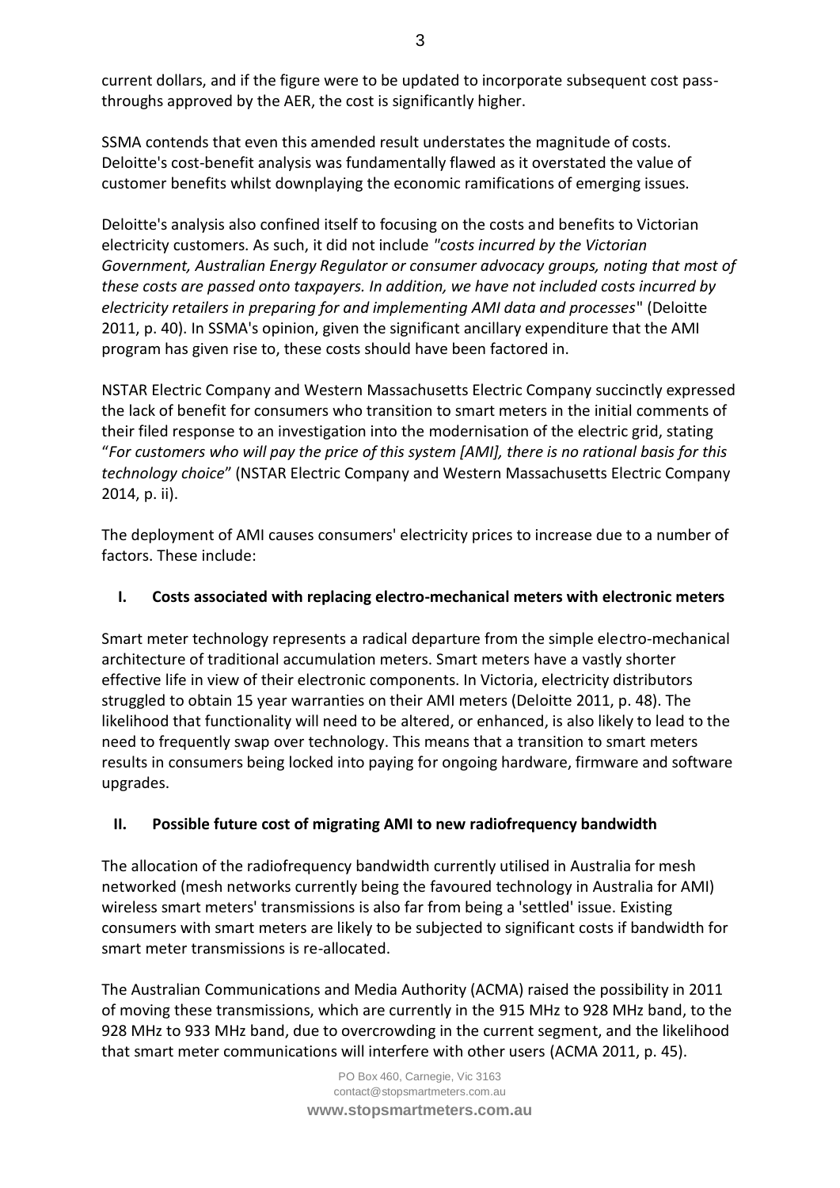current dollars, and if the figure were to be updated to incorporate subsequent cost pass-throughs approved by the AER, the cost is significantly higher.

SSMA contends that even this amended result understates the magnitude of costs. Deloitte's cost-benefit analysis was fundamentally flawed as it overstated the value of customer benefits whilst downplaying the economic ramifications of emerging issues.

Deloitte's analysis also confined itself to focusing on the costs and benefits to Victorian electricity customers. As such, it did not include *"costs incurred by the Victorian Government, Australian Energy Regulator or consumer advocacy groups, noting that most of these costs are passed onto taxpayers. In addition, we have not included costs incurred by electricity retailers in preparing for and implementing AMI data and processes"* (Deloitte 2011, p. 40). In SSMA's opinion, given the significant ancillary expenditure that the AMI program has given rise to, these costs should have been factored in.

NSTAR Electric Company and Western Massachusetts Electric Company succinctly expressed the lack of benefit for consumers who transition to smart meters in the initial comments of their filed response to an investigation into the modernisation of the electric grid, stating "*For customers who will pay the price of this system [AMI], there is no rational basis for this technology choice*" (NSTAR Electric Company and Western Massachusetts Electric Company 2014, p. ii).

The deployment of AMI causes consumers' electricity prices to increase due to a number of factors. These include:

## I. Costs associated with replacing electro-mechanical meters with electronic meters

Smart meter technology represents a radical departure from the simple electro-mechanical architecture of traditional accumulation meters. Smart meters have a vastly shorter effective life in view of their electronic components. In Victoria, electricity distributors struggled to obtain 15 year warranties on their AMI meters (Deloitte 2011, p. 48). The likelihood that functionality will need to be altered, or enhanced, is also likely to lead to the need to frequently swap over technology. This means that a transition to smart meters results in consumers being locked into paying for ongoing hardware, firmware and software upgrades.

## II. Possible future cost of migrating AMI to new radiofrequency bandwidth

The allocation of the radiofrequency bandwidth currently utilised in Australia for mesh networked (mesh networks currently being the favoured technology in Australia for AMI) wireless smart meters' transmissions is also far from being a 'settled' issue. Existing consumers with smart meters are likely to be subjected to significant costs if bandwidth for smart meter transmissions is re-allocated.

The Australian Communications and Media Authority (ACMA) raised the possibility in 2011 of moving these transmissions, which are currently in the 915 MHz to 928 MHz band, to the 928 MHz to 933 MHz band, due to overcrowding in the current segment, and the likelihood that smart meter communications will interfere with other users (ACMA 2011, p. 45).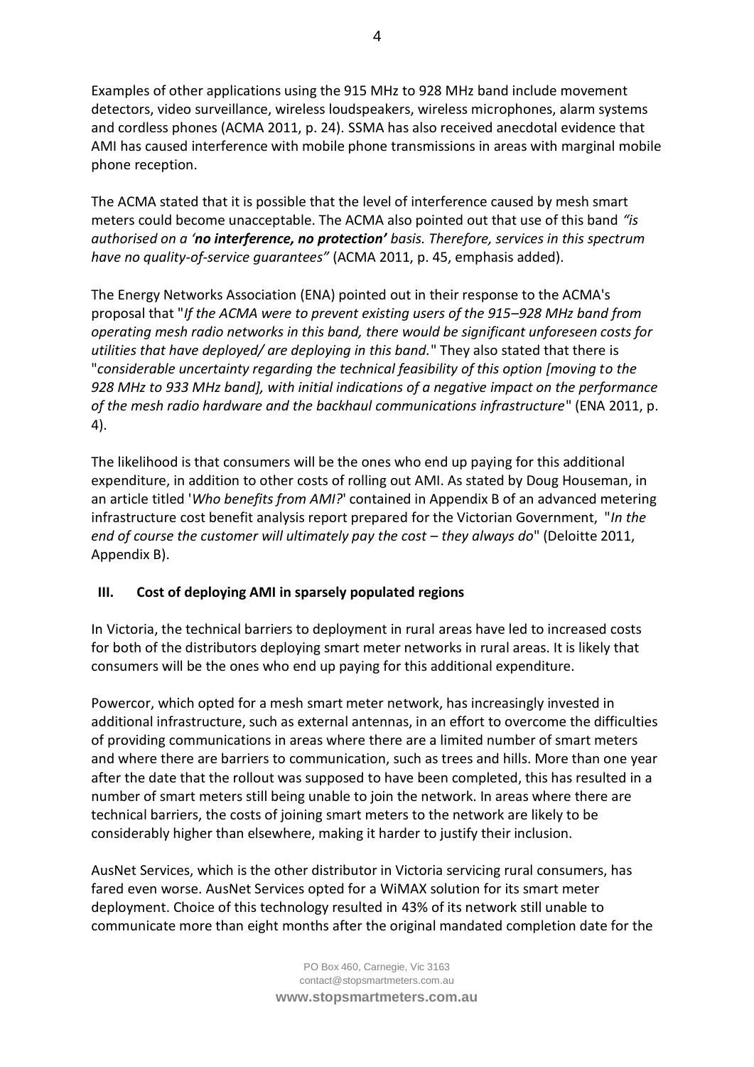Examples of other applications using the 915 MHz to 928 MHz band include movement detectors, video surveillance, wireless loudspeakers, wireless microphones, alarm systems and cordless phones (ACMA 2011, p. 24). SSMA has also received anecdotal evidence that AMI has caused interference with mobile phone transmissions in areas with marginal mobile phone reception.

The ACMA stated that it is possible that the level of interference caused by mesh smart meters could become unacceptable. The ACMA also pointed out that use of this band *"is authorised on a '**no interference, no protection'** basis. Therefore, services in this spectrum have no quality-of-service guarantees"* (ACMA 2011, p. 45, emphasis added).

The Energy Networks Association (ENA) pointed out in their response to the ACMA's proposal that "*If the ACMA were to prevent existing users of the 915–928 MHz band from operating mesh radio networks in this band, there would be significant unforeseen costs for utilities that have deployed/ are deploying in this band.*" They also stated that there is "*considerable uncertainty regarding the technical feasibility of this option [moving to the 928 MHz to 933 MHz band], with initial indications of a negative impact on the performance of the mesh radio hardware and the backhaul communications infrastructure*" (ENA 2011, p. 4).

The likelihood is that consumers will be the ones who end up paying for this additional expenditure, in addition to other costs of rolling out AMI. As stated by Doug Houseman, in an article titled '*Who benefits from AMI?*' contained in Appendix B of an advanced metering infrastructure cost benefit analysis report prepared for the Victorian Government, "*In the end of course the customer will ultimately pay the cost – they always do*" (Deloitte 2011, Appendix B).

### III. Cost of deploying AMI in sparsely populated regions

In Victoria, the technical barriers to deployment in rural areas have led to increased costs for both of the distributors deploying smart meter networks in rural areas. It is likely that consumers will be the ones who end up paying for this additional expenditure.

Powercor, which opted for a mesh smart meter network, has increasingly invested in additional infrastructure, such as external antennas, in an effort to overcome the difficulties of providing communications in areas where there are a limited number of smart meters and where there are barriers to communication, such as trees and hills. More than one year after the date that the rollout was supposed to have been completed, this has resulted in a number of smart meters still being unable to join the network. In areas where there are technical barriers, the costs of joining smart meters to the network are likely to be considerably higher than elsewhere, making it harder to justify their inclusion.

AusNet Services, which is the other distributor in Victoria servicing rural consumers, has fared even worse. AusNet Services opted for a WiMAX solution for its smart meter deployment. Choice of this technology resulted in 43% of its network still unable to communicate more than eight months after the original mandated completion date for the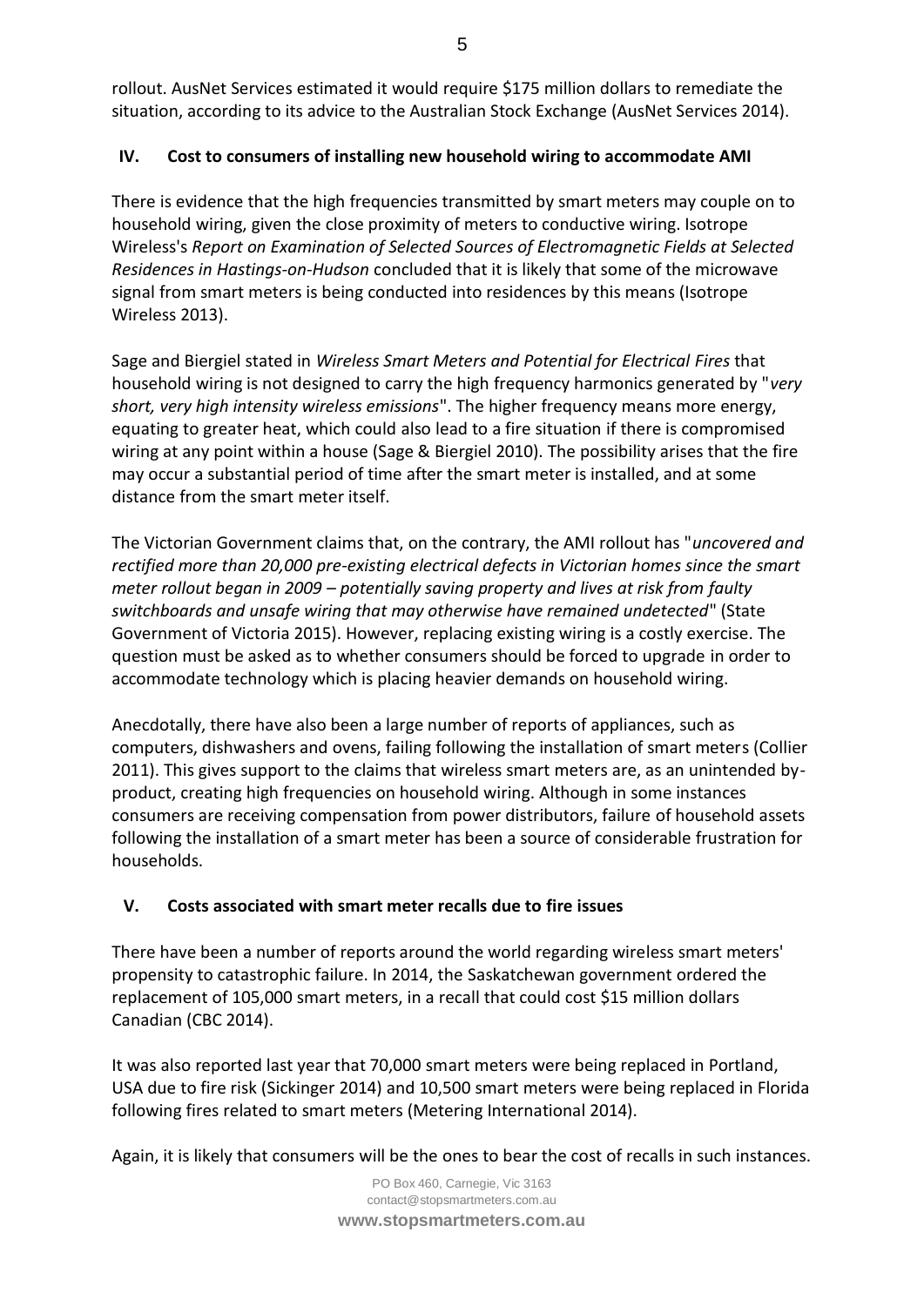rollout. AusNet Services estimated it would require $175 million dollars to remediate the situation, according to its advice to the Australian Stock Exchange (AusNet Services 2014).

## IV. Cost to consumers of installing new household wiring to accommodate AMI

There is evidence that the high frequencies transmitted by smart meters may couple on to household wiring, given the close proximity of meters to conductive wiring. Isotrope Wireless's *Report on Examination of Selected Sources of Electromagnetic Fields at Selected Residences in Hastings-on-Hudson* concluded that it is likely that some of the microwave signal from smart meters is being conducted into residences by this means (Isotrope Wireless 2013).

Sage and Biergiel stated in *Wireless Smart Meters and Potential for Electrical Fires* that household wiring is not designed to carry the high frequency harmonics generated by "*very short, very high intensity wireless emissions*". The higher frequency means more energy, equating to greater heat, which could also lead to a fire situation if there is compromised wiring at any point within a house (Sage & Biergiel 2010). The possibility arises that the fire may occur a substantial period of time after the smart meter is installed, and at some distance from the smart meter itself.

The Victorian Government claims that, on the contrary, the AMI rollout has "*uncovered and rectified more than 20,000 pre-existing electrical defects in Victorian homes since the smart meter rollout began in 2009 – potentially saving property and lives at risk from faulty switchboards and unsafe wiring that may otherwise have remained undetected*" (State Government of Victoria 2015). However, replacing existing wiring is a costly exercise. The question must be asked as to whether consumers should be forced to upgrade in order to accommodate technology which is placing heavier demands on household wiring.

Anecdotally, there have also been a large number of reports of appliances, such as computers, dishwashers and ovens, failing following the installation of smart meters (Collier 2011). This gives support to the claims that wireless smart meters are, as an unintended by-product, creating high frequencies on household wiring. Although in some instances consumers are receiving compensation from power distributors, failure of household assets following the installation of a smart meter has been a source of considerable frustration for households.

## V. Costs associated with smart meter recalls due to fire issues

There have been a number of reports around the world regarding wireless smart meters' propensity to catastrophic failure. In 2014, the Saskatchewan government ordered the replacement of 105,000 smart meters, in a recall that could cost $15 million dollars Canadian (CBC 2014).

It was also reported last year that 70,000 smart meters were being replaced in Portland, USA due to fire risk (Sickinger 2014) and 10,500 smart meters were being replaced in Florida following fires related to smart meters (Metering International 2014).

Again, it is likely that consumers will be the ones to bear the cost of recalls in such instances.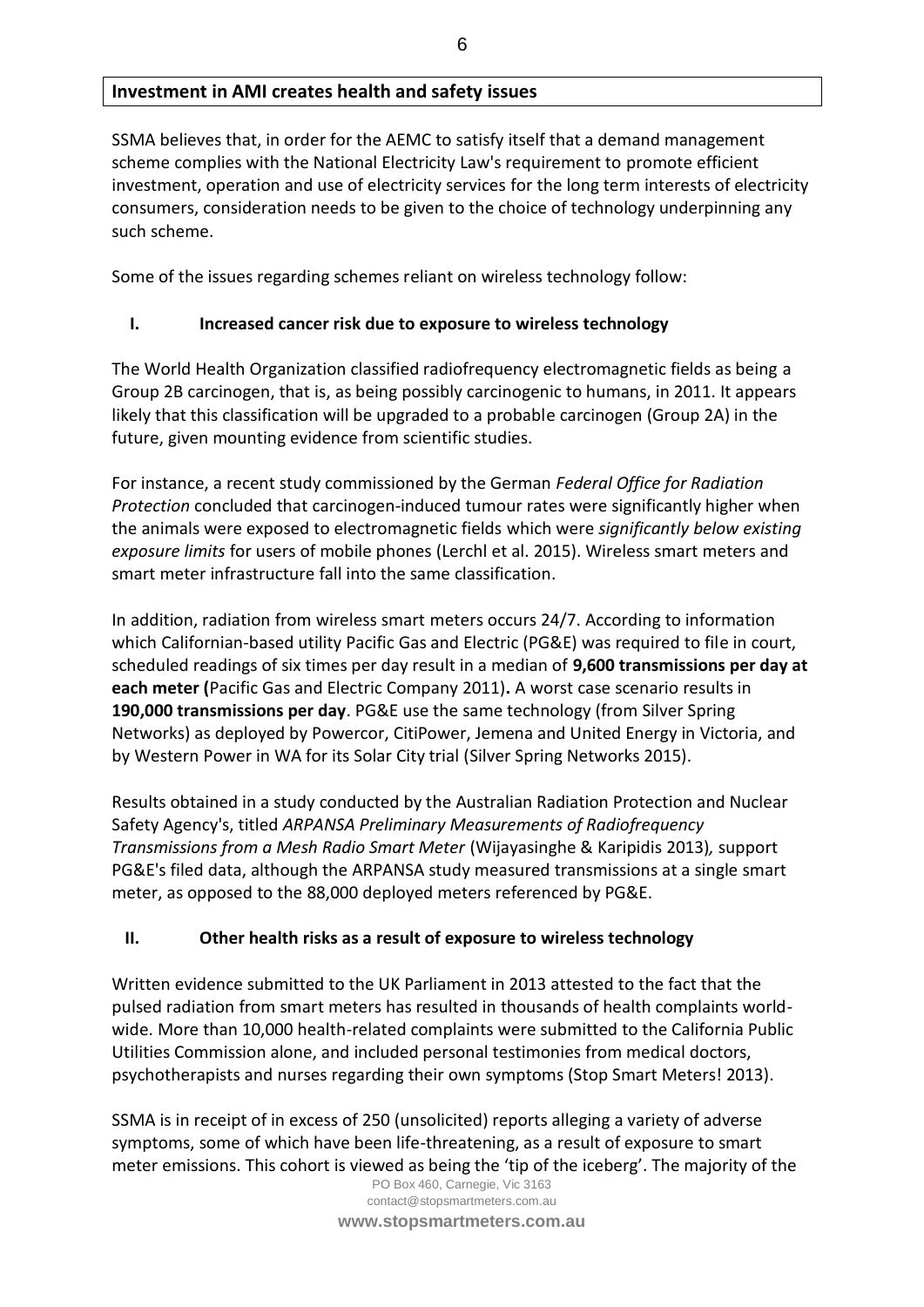## Investment in AMI creates health and safety issues

SSMA believes that, in order for the AEMC to satisfy itself that a demand management scheme complies with the National Electricity Law's requirement to promote efficient investment, operation and use of electricity services for the long term interests of electricity consumers, consideration needs to be given to the choice of technology underpinning any such scheme.

Some of the issues regarding schemes reliant on wireless technology follow:

### I. Increased cancer risk due to exposure to wireless technology

The World Health Organization classified radiofrequency electromagnetic fields as being a Group 2B carcinogen, that is, as being possibly carcinogenic to humans, in 2011. It appears likely that this classification will be upgraded to a probable carcinogen (Group 2A) in the future, given mounting evidence from scientific studies.

For instance, a recent study commissioned by the German *Federal Office for Radiation Protection* concluded that carcinogen-induced tumour rates were significantly higher when the animals were exposed to electromagnetic fields which were *significantly below existing exposure limits* for users of mobile phones (Lerchl et al. 2015). Wireless smart meters and smart meter infrastructure fall into the same classification.

In addition, radiation from wireless smart meters occurs 24/7. According to information which Californian-based utility Pacific Gas and Electric (PG&E) was required to file in court, scheduled readings of six times per day result in a median of **9,600 transmissions per day at each meter (**Pacific Gas and Electric Company 2011)**.** A worst case scenario results in **190,000 transmissions per day**. PG&E use the same technology (from Silver Spring Networks) as deployed by Powercor, CitiPower, Jemena and United Energy in Victoria, and by Western Power in WA for its Solar City trial (Silver Spring Networks 2015).

Results obtained in a study conducted by the Australian Radiation Protection and Nuclear Safety Agency's, titled *ARPANSA Preliminary Measurements of Radiofrequency Transmissions from a Mesh Radio Smart Meter* (Wijayasinghe & Karipidis 2013)*,* support PG&E's filed data, although the ARPANSA study measured transmissions at a single smart meter, as opposed to the 88,000 deployed meters referenced by PG&E.

### II. Other health risks as a result of exposure to wireless technology

Written evidence submitted to the UK Parliament in 2013 attested to the fact that the pulsed radiation from smart meters has resulted in thousands of health complaints world-wide. More than 10,000 health-related complaints were submitted to the California Public Utilities Commission alone, and included personal testimonies from medical doctors, psychotherapists and nurses regarding their own symptoms (Stop Smart Meters! 2013).

SSMA is in receipt of in excess of 250 (unsolicited) reports alleging a variety of adverse symptoms, some of which have been life-threatening, as a result of exposure to smart meter emissions. This cohort is viewed as being the 'tip of the iceberg'. The majority of the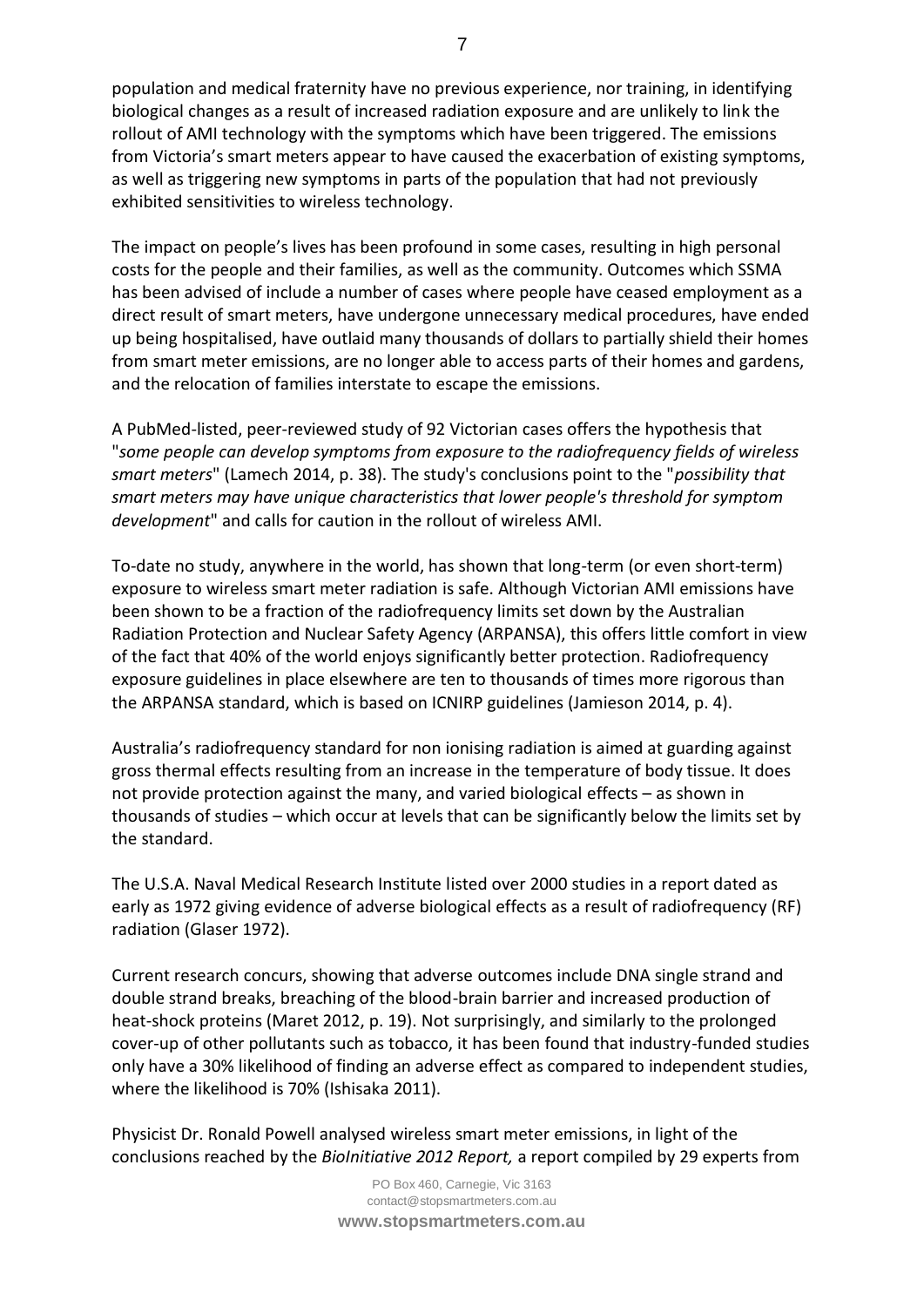population and medical fraternity have no previous experience, nor training, in identifying biological changes as a result of increased radiation exposure and are unlikely to link the rollout of AMI technology with the symptoms which have been triggered. The emissions from Victoria's smart meters appear to have caused the exacerbation of existing symptoms, as well as triggering new symptoms in parts of the population that had not previously exhibited sensitivities to wireless technology.

The impact on people's lives has been profound in some cases, resulting in high personal costs for the people and their families, as well as the community. Outcomes which SSMA has been advised of include a number of cases where people have ceased employment as a direct result of smart meters, have undergone unnecessary medical procedures, have ended up being hospitalised, have outlaid many thousands of dollars to partially shield their homes from smart meter emissions, are no longer able to access parts of their homes and gardens, and the relocation of families interstate to escape the emissions.

A PubMed-listed, peer-reviewed study of 92 Victorian cases offers the hypothesis that "*some people can develop symptoms from exposure to the radiofrequency fields of wireless smart meters*" (Lamech 2014, p. 38). The study's conclusions point to the "*possibility that smart meters may have unique characteristics that lower people's threshold for symptom development*" and calls for caution in the rollout of wireless AMI.

To-date no study, anywhere in the world, has shown that long-term (or even short-term) exposure to wireless smart meter radiation is safe. Although Victorian AMI emissions have been shown to be a fraction of the radiofrequency limits set down by the Australian Radiation Protection and Nuclear Safety Agency (ARPANSA), this offers little comfort in view of the fact that 40% of the world enjoys significantly better protection. Radiofrequency exposure guidelines in place elsewhere are ten to thousands of times more rigorous than the ARPANSA standard, which is based on ICNIRP guidelines (Jamieson 2014, p. 4).

Australia's radiofrequency standard for non ionising radiation is aimed at guarding against gross thermal effects resulting from an increase in the temperature of body tissue. It does not provide protection against the many, and varied biological effects – as shown in thousands of studies – which occur at levels that can be significantly below the limits set by the standard.

The U.S.A. Naval Medical Research Institute listed over 2000 studies in a report dated as early as 1972 giving evidence of adverse biological effects as a result of radiofrequency (RF) radiation (Glaser 1972).

Current research concurs, showing that adverse outcomes include DNA single strand and double strand breaks, breaching of the blood-brain barrier and increased production of heat-shock proteins (Maret 2012, p. 19). Not surprisingly, and similarly to the prolonged cover-up of other pollutants such as tobacco, it has been found that industry-funded studies only have a 30% likelihood of finding an adverse effect as compared to independent studies, where the likelihood is 70% (Ishisaka 2011).

Physicist Dr. Ronald Powell analysed wireless smart meter emissions, in light of the conclusions reached by the *BioInitiative 2012 Report,* a report compiled by 29 experts from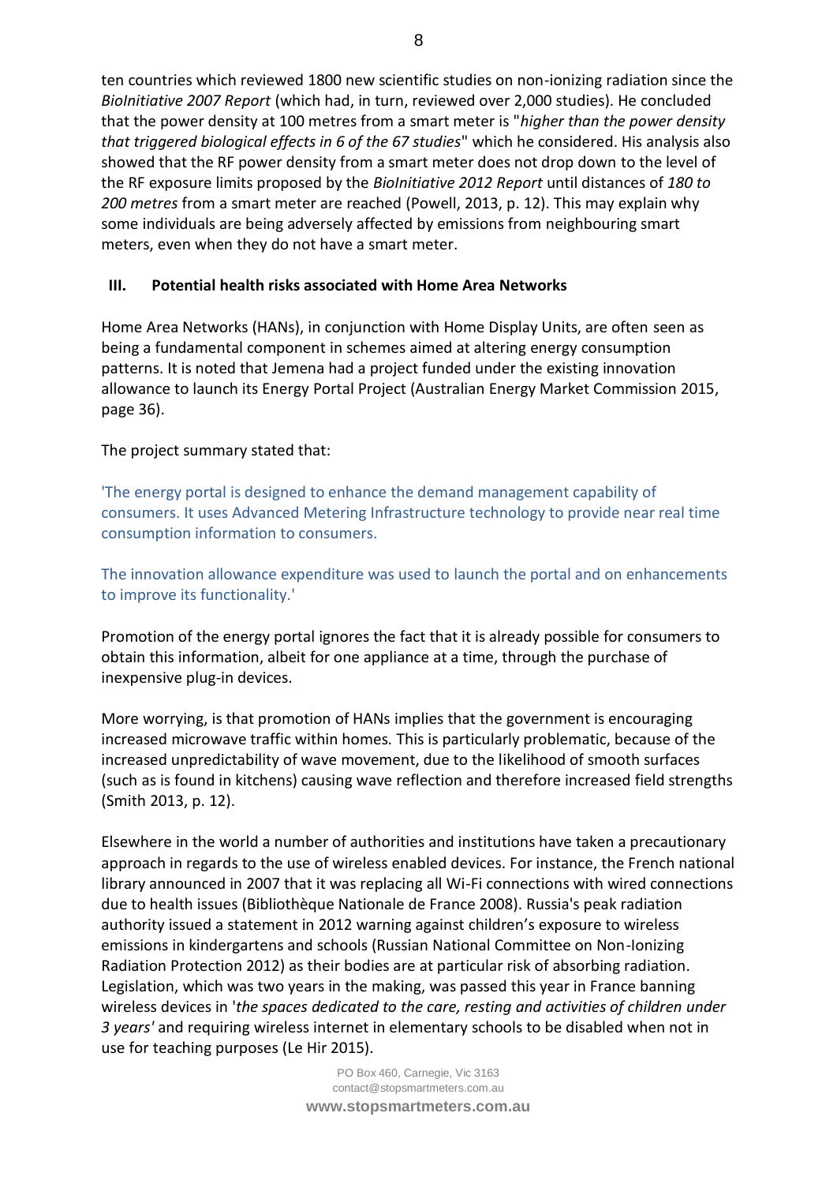ten countries which reviewed 1800 new scientific studies on non-ionizing radiation since the *BioInitiative 2007 Report* (which had, in turn, reviewed over 2,000 studies). He concluded that the power density at 100 metres from a smart meter is "*higher than the power density that triggered biological effects in 6 of the 67 studies*" which he considered. His analysis also showed that the RF power density from a smart meter does not drop down to the level of the RF exposure limits proposed by the *BioInitiative 2012 Report* until distances of *180 to 200 metres* from a smart meter are reached (Powell, 2013, p. 12). This may explain why some individuals are being adversely affected by emissions from neighbouring smart meters, even when they do not have a smart meter.

## III. Potential health risks associated with Home Area Networks

Home Area Networks (HANs), in conjunction with Home Display Units, are often seen as being a fundamental component in schemes aimed at altering energy consumption patterns. It is noted that Jemena had a project funded under the existing innovation allowance to launch its Energy Portal Project (Australian Energy Market Commission 2015, page 36).

The project summary stated that:

> 'The energy portal is designed to enhance the demand management capability of consumers. It uses Advanced Metering Infrastructure technology to provide near real time consumption information to consumers.
>
> The innovation allowance expenditure was used to launch the portal and on enhancements to improve its functionality.'

Promotion of the energy portal ignores the fact that it is already possible for consumers to obtain this information, albeit for one appliance at a time, through the purchase of inexpensive plug-in devices.

More worrying, is that promotion of HANs implies that the government is encouraging increased microwave traffic within homes. This is particularly problematic, because of the increased unpredictability of wave movement, due to the likelihood of smooth surfaces (such as is found in kitchens) causing wave reflection and therefore increased field strengths (Smith 2013, p. 12).

Elsewhere in the world a number of authorities and institutions have taken a precautionary approach in regards to the use of wireless enabled devices. For instance, the French national library announced in 2007 that it was replacing all Wi-Fi connections with wired connections due to health issues (Bibliothèque Nationale de France 2008). Russia's peak radiation authority issued a statement in 2012 warning against children's exposure to wireless emissions in kindergartens and schools (Russian National Committee on Non-Ionizing Radiation Protection 2012) as their bodies are at particular risk of absorbing radiation. Legislation, which was two years in the making, was passed this year in France banning wireless devices in '*the spaces dedicated to the care, resting and activities of children under 3 years'* and requiring wireless internet in elementary schools to be disabled when not in use for teaching purposes (Le Hir 2015).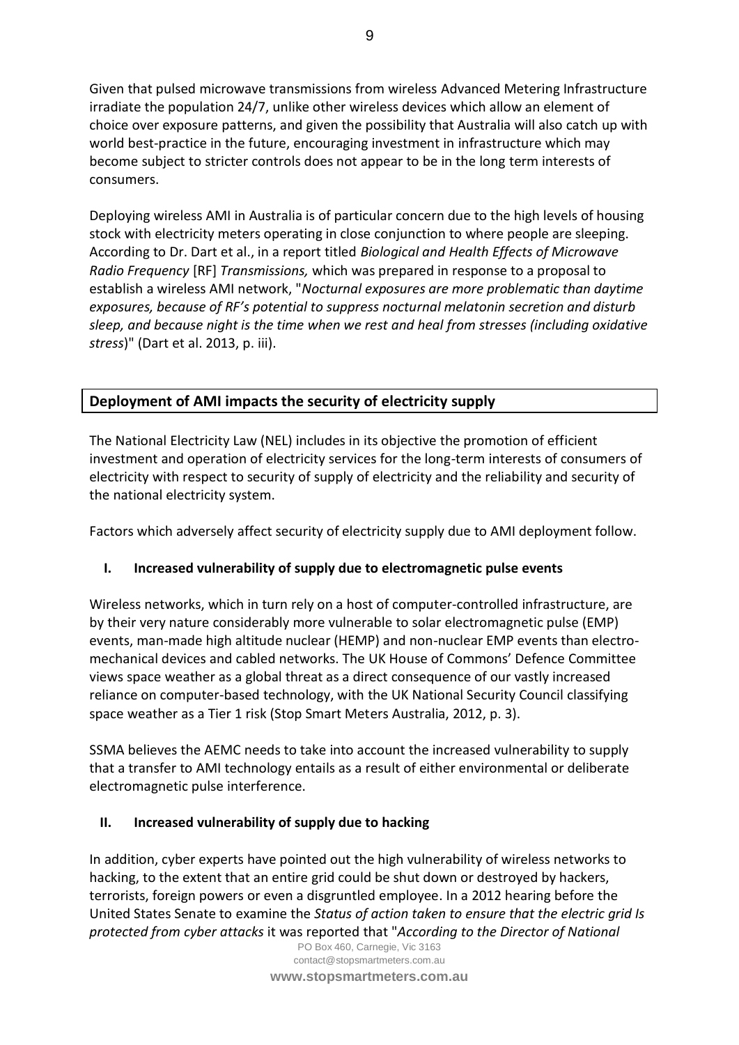Given that pulsed microwave transmissions from wireless Advanced Metering Infrastructure irradiate the population 24/7, unlike other wireless devices which allow an element of choice over exposure patterns, and given the possibility that Australia will also catch up with world best-practice in the future, encouraging investment in infrastructure which may become subject to stricter controls does not appear to be in the long term interests of consumers.

Deploying wireless AMI in Australia is of particular concern due to the high levels of housing stock with electricity meters operating in close conjunction to where people are sleeping. According to Dr. Dart et al., in a report titled *Biological and Health Effects of Microwave Radio Frequency* [RF] *Transmissions,* which was prepared in response to a proposal to establish a wireless AMI network, "*Nocturnal exposures are more problematic than daytime exposures, because of RF's potential to suppress nocturnal melatonin secretion and disturb sleep, and because night is the time when we rest and heal from stresses (including oxidative stress*)" (Dart et al. 2013, p. iii).

## Deployment of AMI impacts the security of electricity supply

The National Electricity Law (NEL) includes in its objective the promotion of efficient investment and operation of electricity services for the long-term interests of consumers of electricity with respect to security of supply of electricity and the reliability and security of the national electricity system.

Factors which adversely affect security of electricity supply due to AMI deployment follow.

### I. Increased vulnerability of supply due to electromagnetic pulse events

Wireless networks, which in turn rely on a host of computer-controlled infrastructure, are by their very nature considerably more vulnerable to solar electromagnetic pulse (EMP) events, man-made high altitude nuclear (HEMP) and non-nuclear EMP events than electro-mechanical devices and cabled networks. The UK House of Commons' Defence Committee views space weather as a global threat as a direct consequence of our vastly increased reliance on computer-based technology, with the UK National Security Council classifying space weather as a Tier 1 risk (Stop Smart Meters Australia, 2012, p. 3).

SSMA believes the AEMC needs to take into account the increased vulnerability to supply that a transfer to AMI technology entails as a result of either environmental or deliberate electromagnetic pulse interference.

### II. Increased vulnerability of supply due to hacking

In addition, cyber experts have pointed out the high vulnerability of wireless networks to hacking, to the extent that an entire grid could be shut down or destroyed by hackers, terrorists, foreign powers or even a disgruntled employee. In a 2012 hearing before the United States Senate to examine the *Status of action taken to ensure that the electric grid Is protected from cyber attacks* it was reported that "*According to the Director of National*

PO Box 460, Carnegie, Vic 3163
contact@stopsmartmeters.com.au
**www.stopsmartmeters.com.au**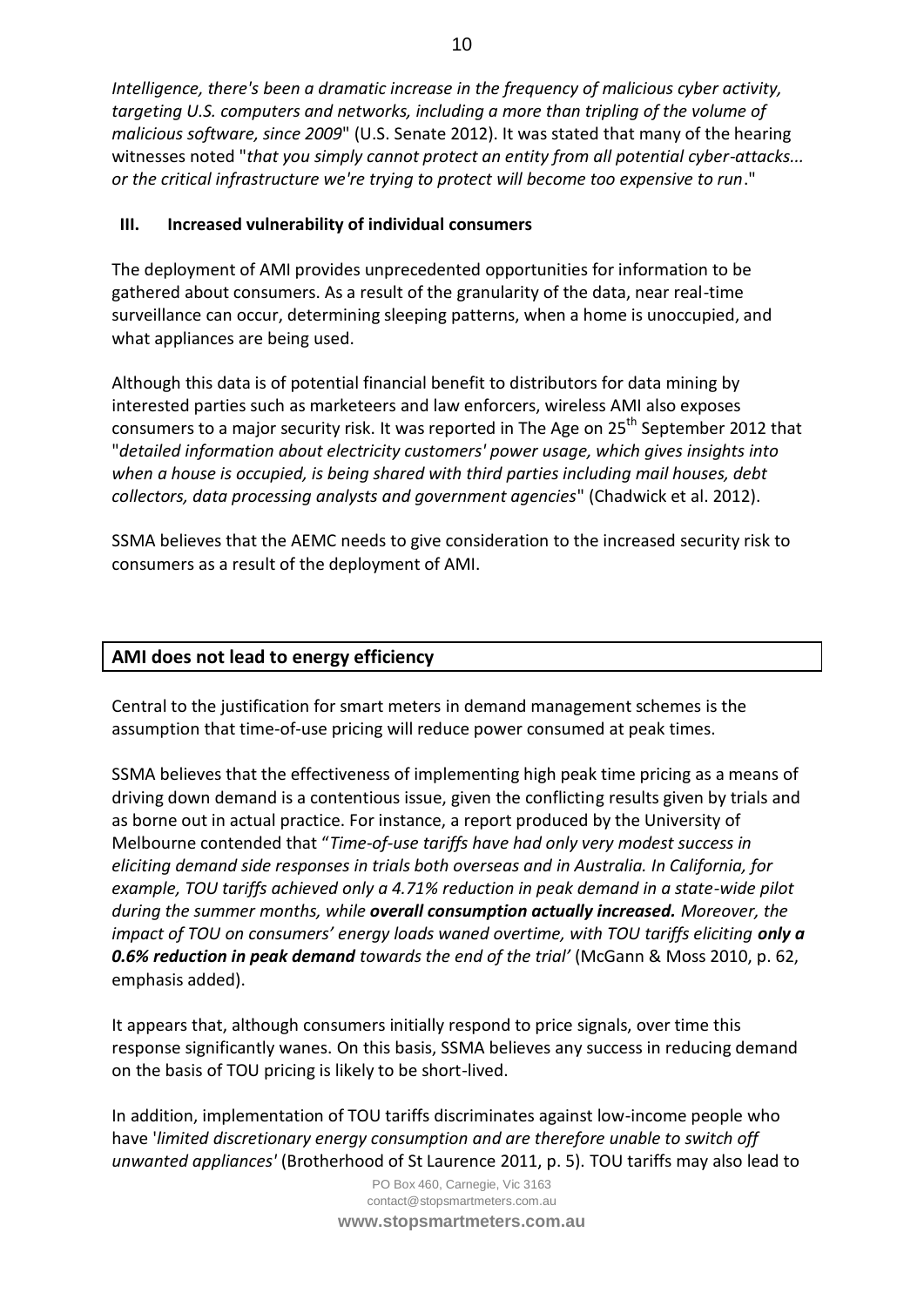*Intelligence, there's been a dramatic increase in the frequency of malicious cyber activity, targeting U.S. computers and networks, including a more than tripling of the volume of malicious software, since 2009*" (U.S. Senate 2012). It was stated that many of the hearing witnesses noted "*that you simply cannot protect an entity from all potential cyber-attacks... or the critical infrastructure we're trying to protect will become too expensive to run*."

### III. Increased vulnerability of individual consumers

The deployment of AMI provides unprecedented opportunities for information to be gathered about consumers. As a result of the granularity of the data, near real-time surveillance can occur, determining sleeping patterns, when a home is unoccupied, and what appliances are being used.

Although this data is of potential financial benefit to distributors for data mining by interested parties such as marketeers and law enforcers, wireless AMI also exposes consumers to a major security risk. It was reported in The Age on 25th September 2012 that "*detailed information about electricity customers' power usage, which gives insights into when a house is occupied, is being shared with third parties including mail houses, debt collectors, data processing analysts and government agencies*" (Chadwick et al. 2012).

SSMA believes that the AEMC needs to give consideration to the increased security risk to consumers as a result of the deployment of AMI.

## AMI does not lead to energy efficiency

Central to the justification for smart meters in demand management schemes is the assumption that time-of-use pricing will reduce power consumed at peak times.

SSMA believes that the effectiveness of implementing high peak time pricing as a means of driving down demand is a contentious issue, given the conflicting results given by trials and as borne out in actual practice. For instance, a report produced by the University of Melbourne contended that "*Time-of-use tariffs have had only very modest success in eliciting demand side responses in trials both overseas and in Australia. In California, for example, TOU tariffs achieved only a 4.71% reduction in peak demand in a state-wide pilot during the summer months, while **overall consumption actually increased.** Moreover, the impact of TOU on consumers' energy loads waned overtime, with TOU tariffs eliciting **only a 0.6% reduction in peak demand** towards the end of the trial'* (McGann & Moss 2010, p. 62, emphasis added).

It appears that, although consumers initially respond to price signals, over time this response significantly wanes. On this basis, SSMA believes any success in reducing demand on the basis of TOU pricing is likely to be short-lived.

In addition, implementation of TOU tariffs discriminates against low-income people who have '*limited discretionary energy consumption and are therefore unable to switch off unwanted appliances'* (Brotherhood of St Laurence 2011, p. 5). TOU tariffs may also lead to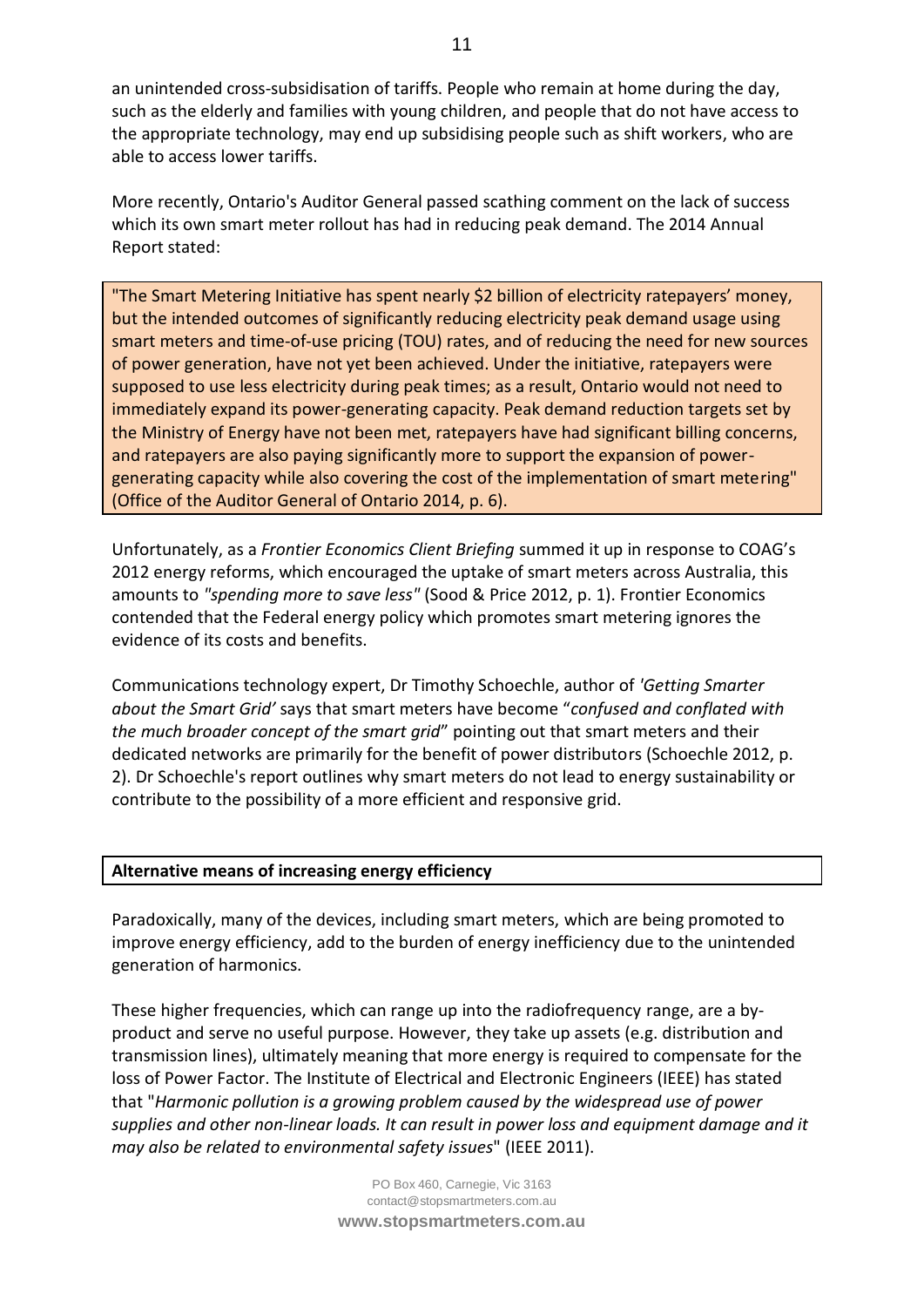an unintended cross-subsidisation of tariffs. People who remain at home during the day, such as the elderly and families with young children, and people that do not have access to the appropriate technology, may end up subsidising people such as shift workers, who are able to access lower tariffs.

More recently, Ontario's Auditor General passed scathing comment on the lack of success which its own smart meter rollout has had in reducing peak demand. The 2014 Annual Report stated:

> "The Smart Metering Initiative has spent nearly $2 billion of electricity ratepayers' money, but the intended outcomes of significantly reducing electricity peak demand usage using smart meters and time-of-use pricing (TOU) rates, and of reducing the need for new sources of power generation, have not yet been achieved. Under the initiative, ratepayers were supposed to use less electricity during peak times; as a result, Ontario would not need to immediately expand its power-generating capacity. Peak demand reduction targets set by the Ministry of Energy have not been met, ratepayers have had significant billing concerns, and ratepayers are also paying significantly more to support the expansion of power-generating capacity while also covering the cost of the implementation of smart metering" (Office of the Auditor General of Ontario 2014, p. 6).

Unfortunately, as a *Frontier Economics Client Briefing* summed it up in response to COAG's 2012 energy reforms, which encouraged the uptake of smart meters across Australia, this amounts to *"spending more to save less"* (Sood & Price 2012, p. 1). Frontier Economics contended that the Federal energy policy which promotes smart metering ignores the evidence of its costs and benefits.

Communications technology expert, Dr Timothy Schoechle, author of *'Getting Smarter about the Smart Grid'* says that smart meters have become "*confused and conflated with the much broader concept of the smart grid*" pointing out that smart meters and their dedicated networks are primarily for the benefit of power distributors (Schoechle 2012, p. 2). Dr Schoechle's report outlines why smart meters do not lead to energy sustainability or contribute to the possibility of a more efficient and responsive grid.

## Alternative means of increasing energy efficiency

Paradoxically, many of the devices, including smart meters, which are being promoted to improve energy efficiency, add to the burden of energy inefficiency due to the unintended generation of harmonics.

These higher frequencies, which can range up into the radiofrequency range, are a by-product and serve no useful purpose. However, they take up assets (e.g. distribution and transmission lines), ultimately meaning that more energy is required to compensate for the loss of Power Factor. The Institute of Electrical and Electronic Engineers (IEEE) has stated that "*Harmonic pollution is a growing problem caused by the widespread use of power supplies and other non-linear loads. It can result in power loss and equipment damage and it may also be related to environmental safety issues*" (IEEE 2011).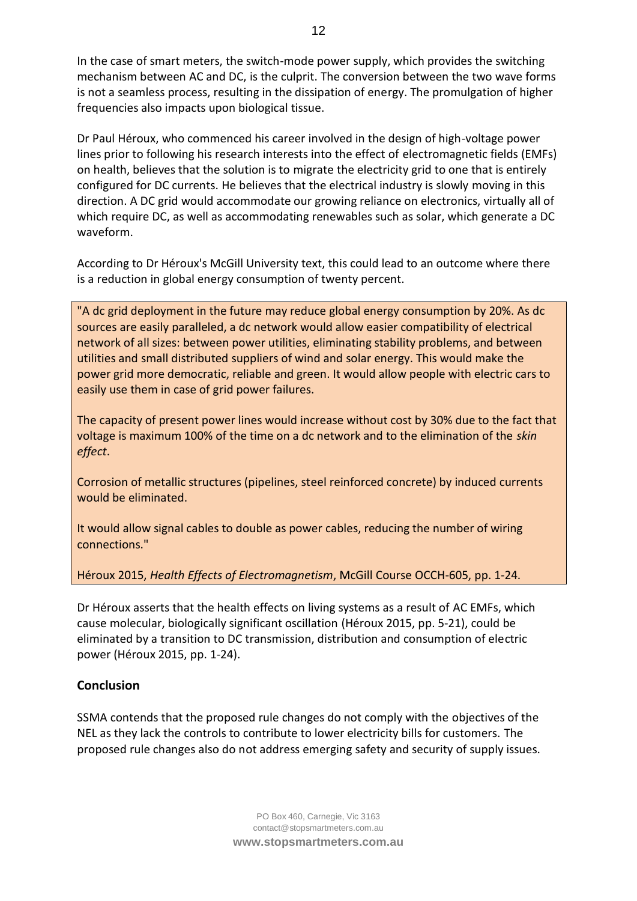In the case of smart meters, the switch-mode power supply, which provides the switching mechanism between AC and DC, is the culprit. The conversion between the two wave forms is not a seamless process, resulting in the dissipation of energy. The promulgation of higher frequencies also impacts upon biological tissue.

Dr Paul Héroux, who commenced his career involved in the design of high-voltage power lines prior to following his research interests into the effect of electromagnetic fields (EMFs) on health, believes that the solution is to migrate the electricity grid to one that is entirely configured for DC currents. He believes that the electrical industry is slowly moving in this direction. A DC grid would accommodate our growing reliance on electronics, virtually all of which require DC, as well as accommodating renewables such as solar, which generate a DC waveform.

According to Dr Héroux's McGill University text, this could lead to an outcome where there is a reduction in global energy consumption of twenty percent.

> "A dc grid deployment in the future may reduce global energy consumption by 20%. As dc sources are easily paralleled, a dc network would allow easier compatibility of electrical network of all sizes: between power utilities, eliminating stability problems, and between utilities and small distributed suppliers of wind and solar energy. This would make the power grid more democratic, reliable and green. It would allow people with electric cars to easily use them in case of grid power failures.
>
> The capacity of present power lines would increase without cost by 30% due to the fact that voltage is maximum 100% of the time on a dc network and to the elimination of the *skin effect*.
>
> Corrosion of metallic structures (pipelines, steel reinforced concrete) by induced currents would be eliminated.
>
> It would allow signal cables to double as power cables, reducing the number of wiring connections."
>
> Héroux 2015, *Health Effects of Electromagnetism*, McGill Course OCCH-605, pp. 1-24.

Dr Héroux asserts that the health effects on living systems as a result of AC EMFs, which cause molecular, biologically significant oscillation (Héroux 2015, pp. 5-21), could be eliminated by a transition to DC transmission, distribution and consumption of electric power (Héroux 2015, pp. 1-24).

## Conclusion

SSMA contends that the proposed rule changes do not comply with the objectives of the NEL as they lack the controls to contribute to lower electricity bills for customers. The proposed rule changes also do not address emerging safety and security of supply issues.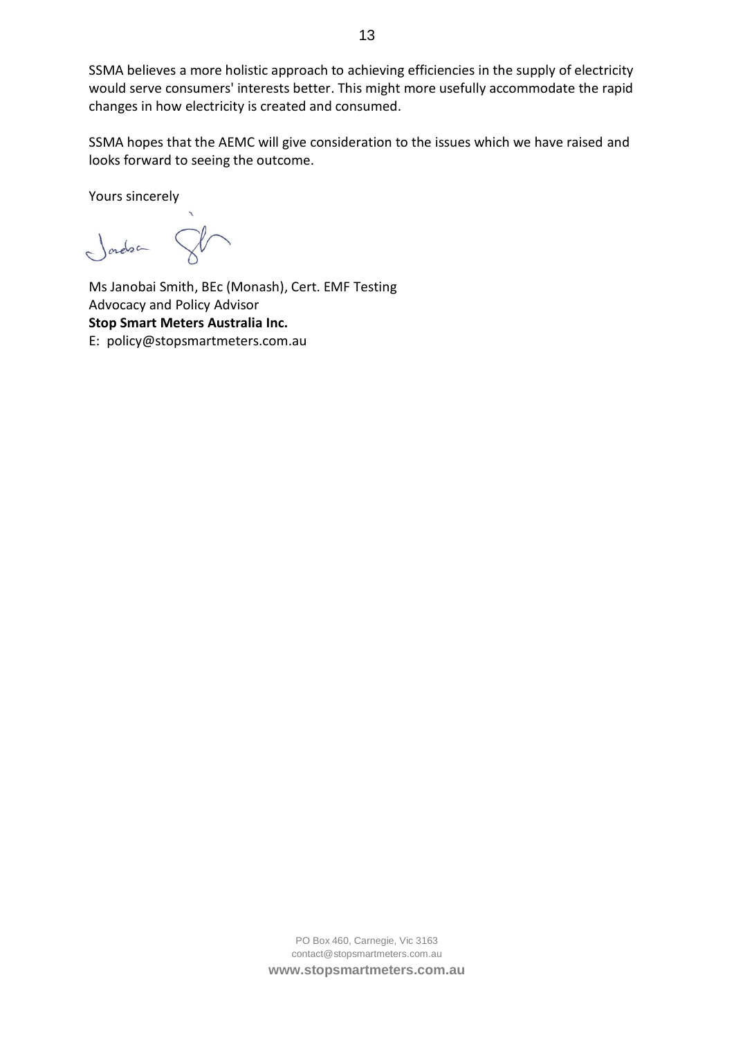SSMA believes a more holistic approach to achieving efficiencies in the supply of electricity would serve consumers' interests better. This might more usefully accommodate the rapid changes in how electricity is created and consumed.

SSMA hopes that the AEMC will give consideration to the issues which we have raised and looks forward to seeing the outcome.

Yours sincerely

Ms Janobai Smith, BEc (Monash), Cert. EMF Testing
Advocacy and Policy Advisor
**Stop Smart Meters Australia Inc.**
E: policy@stopsmartmeters.com.au

PO Box 460, Carnegie, Vic 3163
contact@stopsmartmeters.com.au
**www.stopsmartmeters.com.au**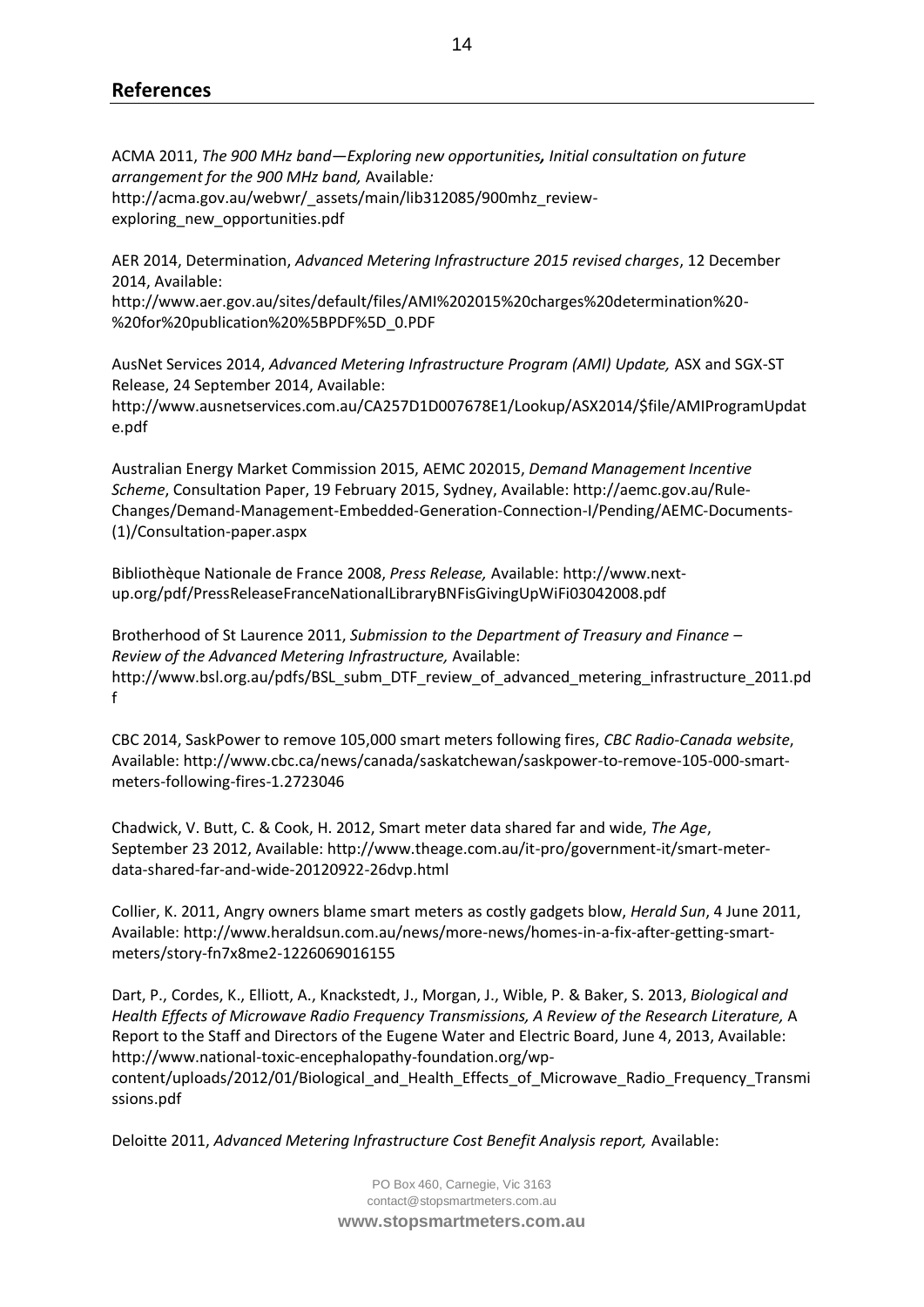## References

ACMA 2011, *The 900 MHz band—Exploring new opportunities, Initial consultation on future arrangement for the 900 MHz band,* Available: http://acma.gov.au/webwr/_assets/main/lib312085/900mhz_review-exploring_new_opportunities.pdf

AER 2014, Determination, *Advanced Metering Infrastructure 2015 revised charges*, 12 December 2014, Available: http://www.aer.gov.au/sites/default/files/AMI%202015%20charges%20determination%20-%20for%20publication%20%5BPDF%5D_0.PDF

AusNet Services 2014, *Advanced Metering Infrastructure Program (AMI) Update,* ASX and SGX-ST Release, 24 September 2014, Available: http://www.ausnetservices.com.au/CA257D1D007678E1/Lookup/ASX2014/$file/AMIProgramUpdate.pdf

Australian Energy Market Commission 2015, AEMC 202015, *Demand Management Incentive Scheme*, Consultation Paper, 19 February 2015, Sydney, Available: http://aemc.gov.au/Rule-Changes/Demand-Management-Embedded-Generation-Connection-I/Pending/AEMC-Documents-(1)/Consultation-paper.aspx

Bibliothèque Nationale de France 2008, *Press Release,* Available: http://www.next-up.org/pdf/PressReleaseFranceNationalLibraryBNFisGivingUpWiFi03042008.pdf

Brotherhood of St Laurence 2011, *Submission to the Department of Treasury and Finance – Review of the Advanced Metering Infrastructure,* Available: http://www.bsl.org.au/pdfs/BSL_subm_DTF_review_of_advanced_metering_infrastructure_2011.pdf

CBC 2014, SaskPower to remove 105,000 smart meters following fires, *CBC Radio-Canada website*, Available: http://www.cbc.ca/news/canada/saskatchewan/saskpower-to-remove-105-000-smart-meters-following-fires-1.2723046

Chadwick, V. Butt, C. & Cook, H. 2012, Smart meter data shared far and wide, *The Age*, September 23 2012, Available: http://www.theage.com.au/it-pro/government-it/smart-meter-data-shared-far-and-wide-20120922-26dvp.html

Collier, K. 2011, Angry owners blame smart meters as costly gadgets blow, *Herald Sun*, 4 June 2011, Available: http://www.heraldsun.com.au/news/more-news/homes-in-a-fix-after-getting-smart-meters/story-fn7x8me2-1226069016155

Dart, P., Cordes, K., Elliott, A., Knackstedt, J., Morgan, J., Wible, P. & Baker, S. 2013, *Biological and Health Effects of Microwave Radio Frequency Transmissions, A Review of the Research Literature,* A Report to the Staff and Directors of the Eugene Water and Electric Board, June 4, 2013, Available: http://www.national-toxic-encephalopathy-foundation.org/wp-content/uploads/2012/01/Biological_and_Health_Effects_of_Microwave_Radio_Frequency_Transmissions.pdf

Deloitte 2011, *Advanced Metering Infrastructure Cost Benefit Analysis report,* Available: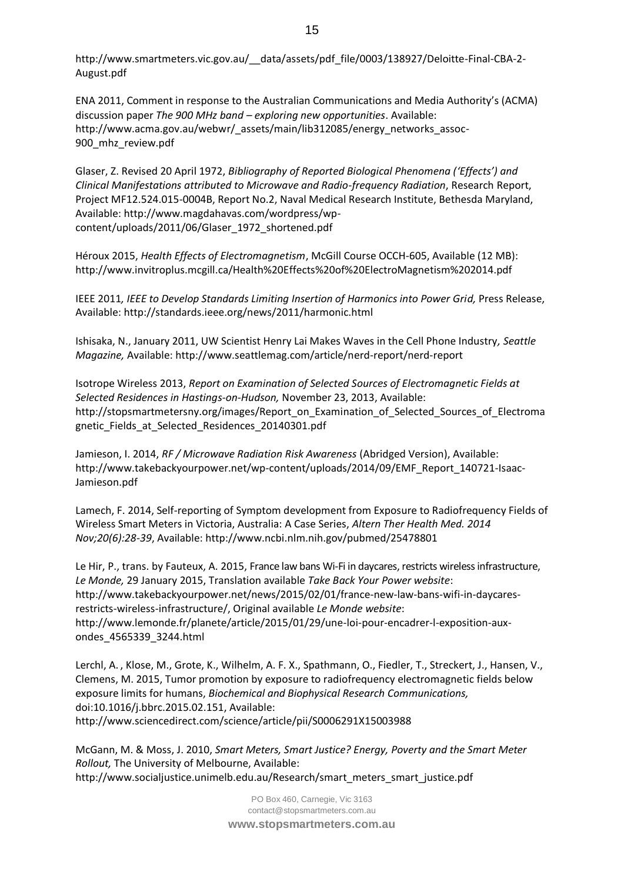http://www.smartmeters.vic.gov.au/__data/assets/pdf_file/0003/138927/Deloitte-Final-CBA-2-August.pdf

ENA 2011, Comment in response to the Australian Communications and Media Authority's (ACMA) discussion paper *The 900 MHz band – exploring new opportunities*. Available: http://www.acma.gov.au/webwr/_assets/main/lib312085/energy_networks_assoc-900_mhz_review.pdf

Glaser, Z. Revised 20 April 1972, *Bibliography of Reported Biological Phenomena ('Effects') and Clinical Manifestations attributed to Microwave and Radio-frequency Radiation*, Research Report, Project MF12.524.015-0004B, Report No.2, Naval Medical Research Institute, Bethesda Maryland, Available: http://www.magdahavas.com/wordpress/wp-content/uploads/2011/06/Glaser_1972_shortened.pdf

Héroux 2015, *Health Effects of Electromagnetism*, McGill Course OCCH-605, Available (12 MB): http://www.invitroplus.mcgill.ca/Health%20Effects%20of%20ElectroMagnetism%202014.pdf

IEEE 2011*, IEEE to Develop Standards Limiting Insertion of Harmonics into Power Grid,* Press Release, Available: http://standards.ieee.org/news/2011/harmonic.html

Ishisaka, N., January 2011, UW Scientist Henry Lai Makes Waves in the Cell Phone Industry*, Seattle Magazine,* Available: http://www.seattlemag.com/article/nerd-report/nerd-report

Isotrope Wireless 2013, *Report on Examination of Selected Sources of Electromagnetic Fields at Selected Residences in Hastings-on-Hudson,* November 23, 2013, Available: http://stopsmartmetersny.org/images/Report_on_Examination_of_Selected_Sources_of_Electromagnetic_Fields_at_Selected_Residences_20140301.pdf

Jamieson, I. 2014, *RF / Microwave Radiation Risk Awareness* (Abridged Version), Available: http://www.takebackyourpower.net/wp-content/uploads/2014/09/EMF_Report_140721-Isaac-Jamieson.pdf

Lamech, F. 2014, Self-reporting of Symptom development from Exposure to Radiofrequency Fields of Wireless Smart Meters in Victoria, Australia: A Case Series, *Altern Ther Health Med. 2014 Nov;20(6):28-39*, Available: http://www.ncbi.nlm.nih.gov/pubmed/25478801

Le Hir, P., trans. by Fauteux, A. 2015, France law bans Wi-Fi in daycares, restricts wireless infrastructure, *Le Monde,* 29 January 2015, Translation available *Take Back Your Power website*: http://www.takebackyourpower.net/news/2015/02/01/france-new-law-bans-wifi-in-daycares-restricts-wireless-infrastructure/, Original available *Le Monde website*: http://www.lemonde.fr/planete/article/2015/01/29/une-loi-pour-encadrer-l-exposition-aux-ondes_4565339_3244.html

Lerchl, A. , Klose, M., Grote, K., Wilhelm, A. F. X., Spathmann, O., Fiedler, T., Streckert, J., Hansen, V., Clemens, M. 2015, Tumor promotion by exposure to radiofrequency electromagnetic fields below exposure limits for humans, *Biochemical and Biophysical Research Communications,* doi:10.1016/j.bbrc.2015.02.151, Available: http://www.sciencedirect.com/science/article/pii/S0006291X15003988

McGann, M. & Moss, J. 2010, *Smart Meters, Smart Justice? Energy, Poverty and the Smart Meter Rollout,* The University of Melbourne, Available: http://www.socialjustice.unimelb.edu.au/Research/smart_meters_smart_justice.pdf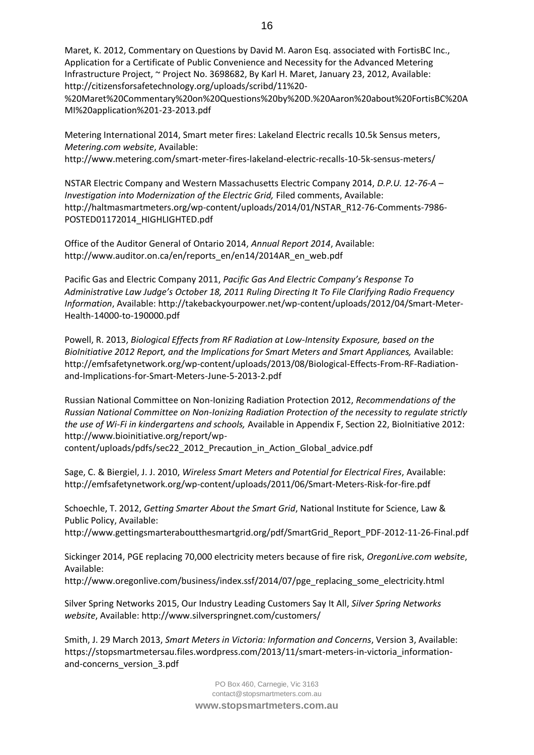Maret, K. 2012, Commentary on Questions by David M. Aaron Esq. associated with FortisBC Inc., Application for a Certificate of Public Convenience and Necessity for the Advanced Metering Infrastructure Project, ~ Project No. 3698682, By Karl H. Maret, January 23, 2012, Available: http://citizensforsafetechnology.org/uploads/scribd/11%20-%20Maret%20Commentary%20on%20Questions%20by%20D.%20Aaron%20about%20FortisBC%20AMI%20application%201-23-2013.pdf

Metering International 2014, Smart meter fires: Lakeland Electric recalls 10.5k Sensus meters, *Metering.com website*, Available: http://www.metering.com/smart-meter-fires-lakeland-electric-recalls-10-5k-sensus-meters/

NSTAR Electric Company and Western Massachusetts Electric Company 2014, *D.P.U. 12-76-A – Investigation into Modernization of the Electric Grid,* Filed comments, Available: http://haltmasmartmeters.org/wp-content/uploads/2014/01/NSTAR_R12-76-Comments-7986-POSTED01172014_HIGHLIGHTED.pdf

Office of the Auditor General of Ontario 2014, *Annual Report 2014*, Available: http://www.auditor.on.ca/en/reports_en/en14/2014AR_en_web.pdf

Pacific Gas and Electric Company 2011, *Pacific Gas And Electric Company's Response To Administrative Law Judge's October 18, 2011 Ruling Directing It To File Clarifying Radio Frequency Information*, Available: http://takebackyourpower.net/wp-content/uploads/2012/04/Smart-Meter-Health-14000-to-190000.pdf

Powell, R. 2013, *Biological Effects from RF Radiation at Low-Intensity Exposure, based on the BioInitiative 2012 Report, and the Implications for Smart Meters and Smart Appliances,* Available: http://emfsafetynetwork.org/wp-content/uploads/2013/08/Biological-Effects-From-RF-Radiation-and-Implications-for-Smart-Meters-June-5-2013-2.pdf

Russian National Committee on Non-Ionizing Radiation Protection 2012, *Recommendations of the Russian National Committee on Non-Ionizing Radiation Protection of the necessity to regulate strictly the use of Wi-Fi in kindergartens and schools,* Available in Appendix F, Section 22, BioInitiative 2012: http://www.bioinitiative.org/report/wp-content/uploads/pdfs/sec22_2012_Precaution_in_Action_Global_advice.pdf

Sage, C. & Biergiel, J. J. 2010, *Wireless Smart Meters and Potential for Electrical Fires*, Available: http://emfsafetynetwork.org/wp-content/uploads/2011/06/Smart-Meters-Risk-for-fire.pdf

Schoechle, T. 2012, *Getting Smarter About the Smart Grid*, National Institute for Science, Law & Public Policy, Available: http://www.gettingsmarterabouthesmartgrid.org/pdf/SmartGrid_Report_PDF-2012-11-26-Final.pdf

Sickinger 2014, PGE replacing 70,000 electricity meters because of fire risk, *OregonLive.com website*, Available: http://www.oregonlive.com/business/index.ssf/2014/07/pge_replacing_some_electricity.html

Silver Spring Networks 2015, Our Industry Leading Customers Say It All, *Silver Spring Networks website*, Available: http://www.silverspringnet.com/customers/

Smith, J. 29 March 2013, *Smart Meters in Victoria: Information and Concerns*, Version 3, Available: https://stopsmartmetersau.files.wordpress.com/2013/11/smart-meters-in-victoria_information-and-concerns_version_3.pdf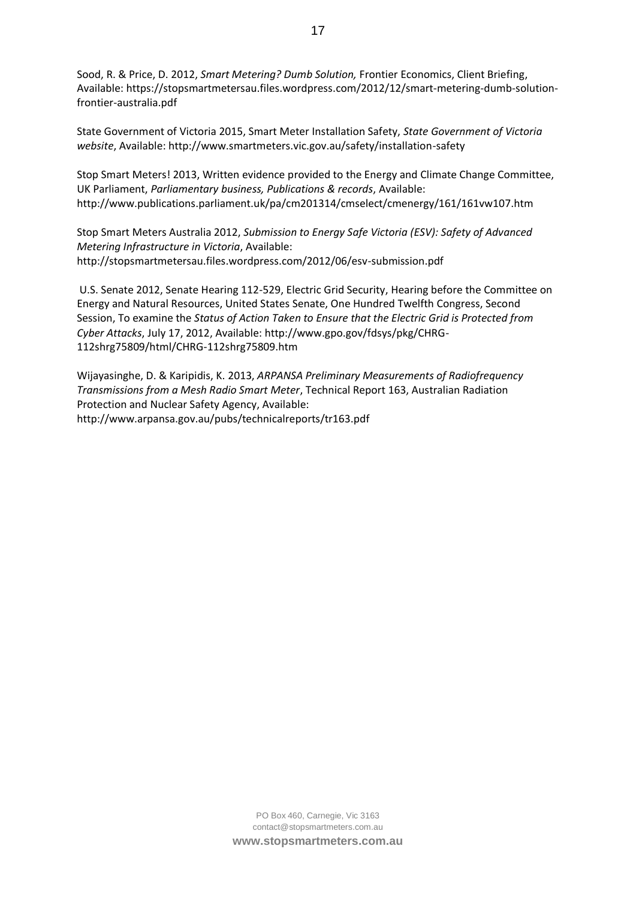Sood, R. & Price, D. 2012, *Smart Metering? Dumb Solution,* Frontier Economics, Client Briefing, Available: https://stopsmartmetersau.files.wordpress.com/2012/12/smart-metering-dumb-solution-frontier-australia.pdf

State Government of Victoria 2015, Smart Meter Installation Safety, *State Government of Victoria website*, Available: http://www.smartmeters.vic.gov.au/safety/installation-safety

Stop Smart Meters! 2013, Written evidence provided to the Energy and Climate Change Committee, UK Parliament, *Parliamentary business, Publications & records*, Available: http://www.publications.parliament.uk/pa/cm201314/cmselect/cmenergy/161/161vw107.htm

Stop Smart Meters Australia 2012, *Submission to Energy Safe Victoria (ESV): Safety of Advanced Metering Infrastructure in Victoria*, Available: http://stopsmartmetersau.files.wordpress.com/2012/06/esv-submission.pdf

U.S. Senate 2012, Senate Hearing 112-529, Electric Grid Security, Hearing before the Committee on Energy and Natural Resources, United States Senate, One Hundred Twelfth Congress, Second Session, To examine the *Status of Action Taken to Ensure that the Electric Grid is Protected from Cyber Attacks*, July 17, 2012, Available: http://www.gpo.gov/fdsys/pkg/CHRG-112shrg75809/html/CHRG-112shrg75809.htm

Wijayasinghe, D. & Karipidis, K. 2013, *ARPANSA Preliminary Measurements of Radiofrequency Transmissions from a Mesh Radio Smart Meter*, Technical Report 163, Australian Radiation Protection and Nuclear Safety Agency, Available: http://www.arpansa.gov.au/pubs/technicalreports/tr163.pdf

PO Box 460, Carnegie, Vic 3163
contact@stopsmartmeters.com.au
**www.stopsmartmeters.com.au**